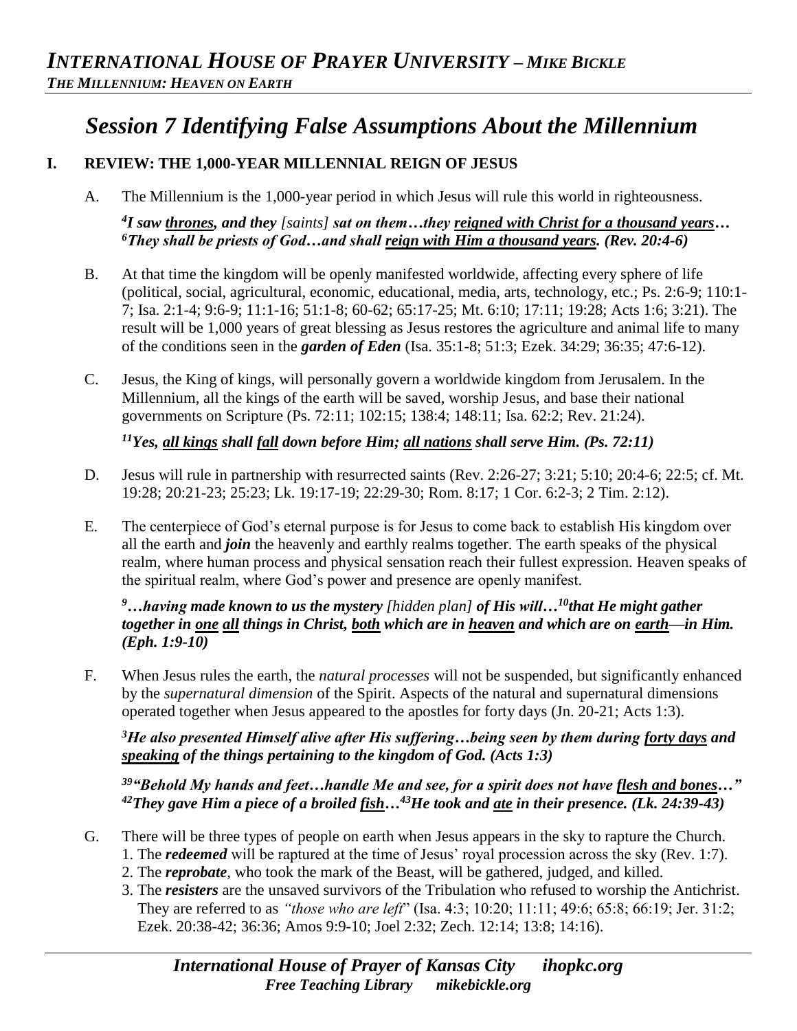# Session 7 Identifying False Assumptions About the Millennium

## I. REVIEW: THE 1,000-YEAR MILLENNIAL REIGN OF JESUS

A. The Millennium is the 1,000-year period in which Jesus will rule this world in righteousness.

***[4]I saw thrones, and they [saints] sat on them…they reigned with Christ for a thousand years… [6]They shall be priests of God…and shall reign with Him a thousand years. (Rev. 20:4-6)***

B. At that time the kingdom will be openly manifested worldwide, affecting every sphere of life (political, social, agricultural, economic, educational, media, arts, technology, etc.; Ps. 2:6-9; 110:1-7; Isa. 2:1-4; 9:6-9; 11:1-16; 51:1-8; 60-62; 65:17-25; Mt. 6:10; 17:11; 19:28; Acts 1:6; 3:21). The result will be 1,000 years of great blessing as Jesus restores the agriculture and animal life to many of the conditions seen in the ***garden of Eden*** (Isa. 35:1-8; 51:3; Ezek. 34:29; 36:35; 47:6-12).

C. Jesus, the King of kings, will personally govern a worldwide kingdom from Jerusalem. In the Millennium, all the kings of the earth will be saved, worship Jesus, and base their national governments on Scripture (Ps. 72:11; 102:15; 138:4; 148:11; Isa. 62:2; Rev. 21:24).

***[11]Yes, all kings shall fall down before Him; all nations shall serve Him. (Ps. 72:11)***

D. Jesus will rule in partnership with resurrected saints (Rev. 2:26-27; 3:21; 5:10; 20:4-6; 22:5; cf. Mt. 19:28; 20:21-23; 25:23; Lk. 19:17-19; 22:29-30; Rom. 8:17; 1 Cor. 6:2-3; 2 Tim. 2:12).

E. The centerpiece of God's eternal purpose is for Jesus to come back to establish His kingdom over all the earth and ***join*** the heavenly and earthly realms together. The earth speaks of the physical realm, where human process and physical sensation reach their fullest expression. Heaven speaks of the spiritual realm, where God's power and presence are openly manifest.

***[9]…having made known to us the mystery [hidden plan] of His will…[10]that He might gather together in one all things in Christ, both which are in heaven and which are on earth—in Him. (Eph. 1:9-10)***

F. When Jesus rules the earth, the *natural processes* will not be suspended, but significantly enhanced by the *supernatural dimension* of the Spirit. Aspects of the natural and supernatural dimensions operated together when Jesus appeared to the apostles for forty days (Jn. 20-21; Acts 1:3).

***[3]He also presented Himself alive after His suffering…being seen by them during forty days and speaking of the things pertaining to the kingdom of God. (Acts 1:3)***

***[39]"Behold My hands and feet…handle Me and see, for a spirit does not have flesh and bones…" [42]They gave Him a piece of a broiled fish…[43]He took and ate in their presence. (Lk. 24:39-43)***

G. There will be three types of people on earth when Jesus appears in the sky to rapture the Church.
1. The ***redeemed*** will be raptured at the time of Jesus' royal procession across the sky (Rev. 1:7).
2. The ***reprobate***, who took the mark of the Beast, will be gathered, judged, and killed.
3. The ***resisters*** are the unsaved survivors of the Tribulation who refused to worship the Antichrist. They are referred to as *"those who are left*" (Isa. 4:3; 10:20; 11:11; 49:6; 65:8; 66:19; Jer. 31:2; Ezek. 20:38-42; 36:36; Amos 9:9-10; Joel 2:32; Zech. 12:14; 13:8; 14:16).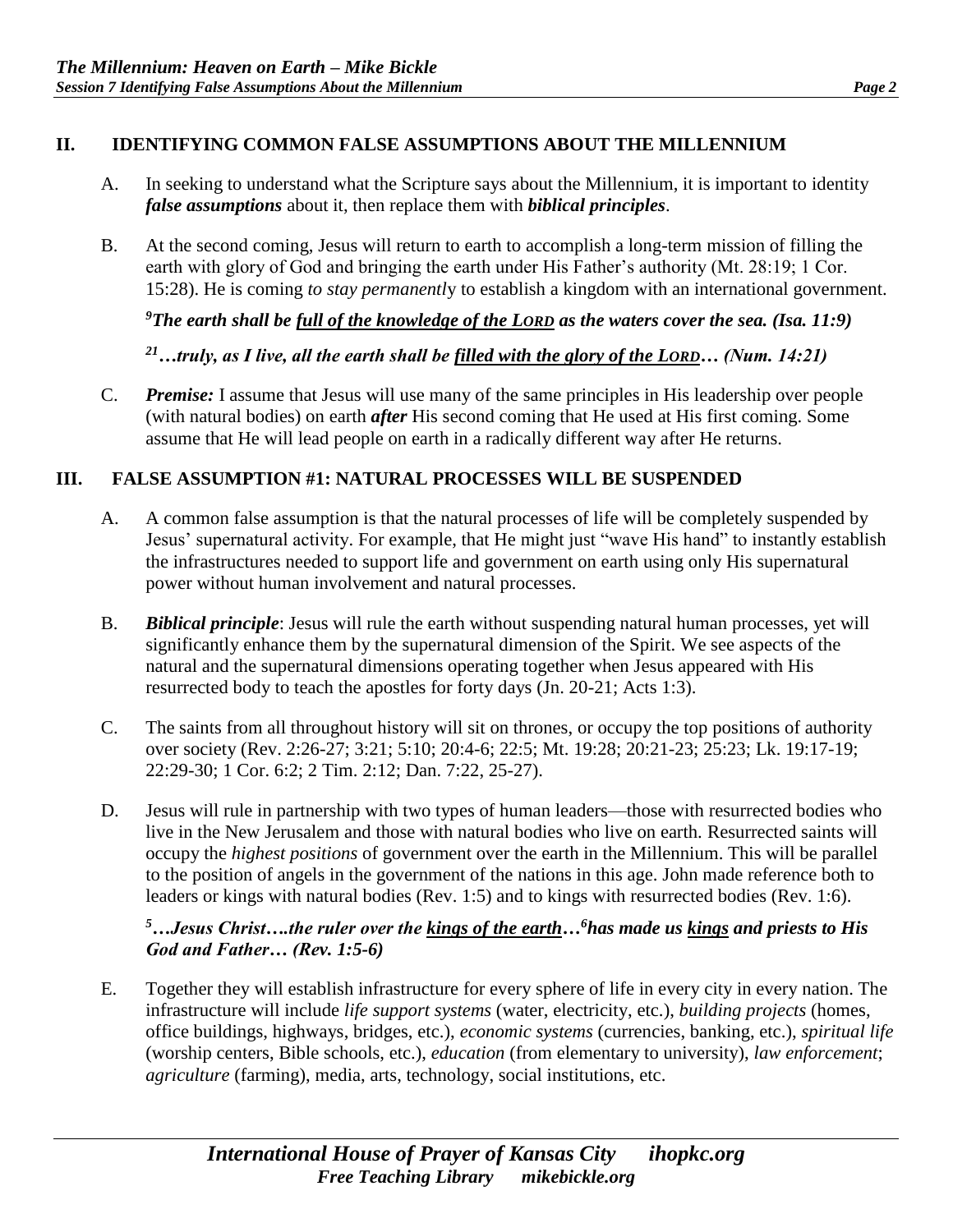## II. IDENTIFYING COMMON FALSE ASSUMPTIONS ABOUT THE MILLENNIUM

A. In seeking to understand what the Scripture says about the Millennium, it is important to identity ***false assumptions*** about it, then replace them with ***biblical principles***.

B. At the second coming, Jesus will return to earth to accomplish a long-term mission of filling the earth with glory of God and bringing the earth under His Father's authority (Mt. 28:19; 1 Cor. 15:28). He is coming *to stay permanentl*y to establish a kingdom with an international government.

***[9]The earth shall be <u>full of the knowledge of the LORD</u> as the waters cover the sea. (Isa. 11:9)***

***[21]…truly, as I live, all the earth shall be <u>filled with the glory of the LORD</u>… (Num. 14:21)***

C. ***Premise:*** I assume that Jesus will use many of the same principles in His leadership over people (with natural bodies) on earth ***after*** His second coming that He used at His first coming. Some assume that He will lead people on earth in a radically different way after He returns.

## III. FALSE ASSUMPTION #1: NATURAL PROCESSES WILL BE SUSPENDED

A. A common false assumption is that the natural processes of life will be completely suspended by Jesus' supernatural activity. For example, that He might just "wave His hand" to instantly establish the infrastructures needed to support life and government on earth using only His supernatural power without human involvement and natural processes.

B. ***Biblical principle***: Jesus will rule the earth without suspending natural human processes, yet will significantly enhance them by the supernatural dimension of the Spirit. We see aspects of the natural and the supernatural dimensions operating together when Jesus appeared with His resurrected body to teach the apostles for forty days (Jn. 20-21; Acts 1:3).

C. The saints from all throughout history will sit on thrones, or occupy the top positions of authority over society (Rev. 2:26-27; 3:21; 5:10; 20:4-6; 22:5; Mt. 19:28; 20:21-23; 25:23; Lk. 19:17-19; 22:29-30; 1 Cor. 6:2; 2 Tim. 2:12; Dan. 7:22, 25-27).

D. Jesus will rule in partnership with two types of human leaders—those with resurrected bodies who live in the New Jerusalem and those with natural bodies who live on earth. Resurrected saints will occupy the *highest positions* of government over the earth in the Millennium. This will be parallel to the position of angels in the government of the nations in this age. John made reference both to leaders or kings with natural bodies (Rev. 1:5) and to kings with resurrected bodies (Rev. 1:6).

***[5]…Jesus Christ….the ruler over the <u>kings of the earth</u>…[6]has made us <u>kings</u> and priests to His God and Father… (Rev. 1:5-6)***

E. Together they will establish infrastructure for every sphere of life in every city in every nation. The infrastructure will include *life support systems* (water, electricity, etc.), *building projects* (homes, office buildings, highways, bridges, etc.), *economic systems* (currencies, banking, etc.), *spiritual life* (worship centers, Bible schools, etc.), *education* (from elementary to university), *law enforcement*; *agriculture* (farming), media, arts, technology, social institutions, etc.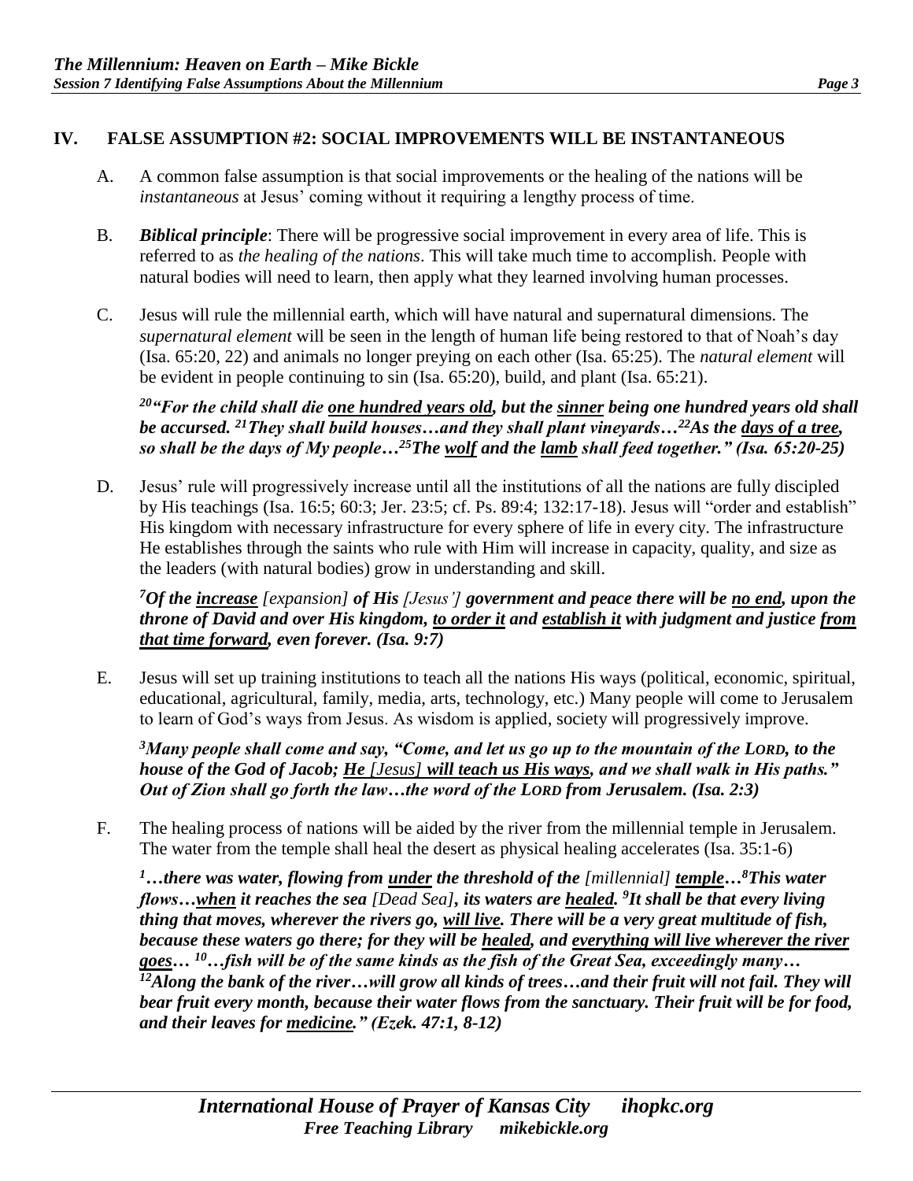## IV. FALSE ASSUMPTION #2: SOCIAL IMPROVEMENTS WILL BE INSTANTANEOUS

A. A common false assumption is that social improvements or the healing of the nations will be *instantaneous* at Jesus' coming without it requiring a lengthy process of time.

B. ***Biblical principle***: There will be progressive social improvement in every area of life. This is referred to as *the healing of the nations*. This will take much time to accomplish. People with natural bodies will need to learn, then apply what they learned involving human processes.

C. Jesus will rule the millennial earth, which will have natural and supernatural dimensions. The *supernatural element* will be seen in the length of human life being restored to that of Noah's day (Isa. 65:20, 22) and animals no longer preying on each other (Isa. 65:25). The *natural element* will be evident in people continuing to sin (Isa. 65:20), build, and plant (Isa. 65:21).

> ***[20]"For the child shall die <u>one hundred years old</u>, but the <u>sinner</u> being one hundred years old shall be accursed. [21]They shall build houses…and they shall plant vineyards…[22]As the <u>days of a tree</u>, so shall be the days of My people…[25]The <u>wolf</u> and the <u>lamb</u> shall feed together." (Isa. 65:20-25)***

D. Jesus' rule will progressively increase until all the institutions of all the nations are fully discipled by His teachings (Isa. 16:5; 60:3; Jer. 23:5; cf. Ps. 89:4; 132:17-18). Jesus will "order and establish" His kingdom with necessary infrastructure for every sphere of life in every city. The infrastructure He establishes through the saints who rule with Him will increase in capacity, quality, and size as the leaders (with natural bodies) grow in understanding and skill.

> ***[7]Of the <u>increase</u> [expansion] of His [Jesus'] government and peace there will be <u>no end</u>, upon the throne of David and over His kingdom, <u>to order it</u> and <u>establish it</u> with judgment and justice <u>from that time forward</u>, even forever. (Isa. 9:7)***

E. Jesus will set up training institutions to teach all the nations His ways (political, economic, spiritual, educational, agricultural, family, media, arts, technology, etc.) Many people will come to Jerusalem to learn of God's ways from Jesus. As wisdom is applied, society will progressively improve.

> ***[3]Many people shall come and say, "Come, and let us go up to the mountain of the LORD, to the house of the God of Jacob; <u>He [Jesus] will teach us His ways</u>, and we shall walk in His paths." Out of Zion shall go forth the law…the word of the LORD from Jerusalem. (Isa. 2:3)***

F. The healing process of nations will be aided by the river from the millennial temple in Jerusalem. The water from the temple shall heal the desert as physical healing accelerates (Isa. 35:1-6)

> ***[1]…there was water, flowing from <u>under</u> the threshold of the [millennial] <u>temple</u>…[8]This water flows…<u>when</u> it reaches the sea [Dead Sea], its waters are <u>healed</u>. [9]It shall be that every living thing that moves, wherever the rivers go, <u>will live</u>. There will be a very great multitude of fish, because these waters go there; for they will be <u>healed</u>, and <u>everything will live wherever the river goes</u>… [10]…fish will be of the same kinds as the fish of the Great Sea, exceedingly many… [12]Along the bank of the river…will grow all kinds of trees…and their fruit will not fail. They will bear fruit every month, because their water flows from the sanctuary. Their fruit will be for food, and their leaves for <u>medicine</u>." (Ezek. 47:1, 8-12)***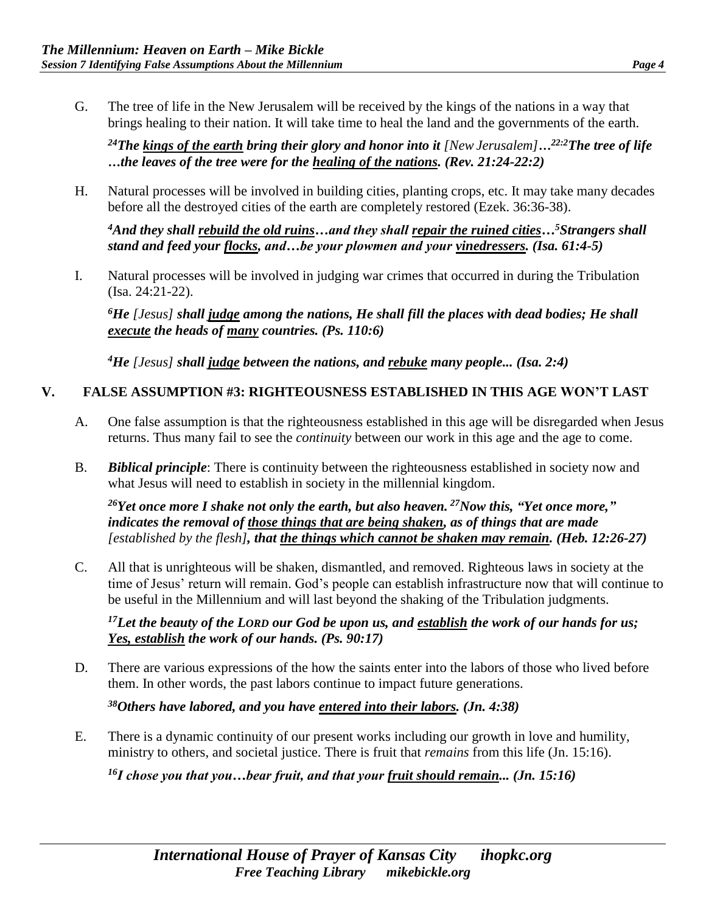G. The tree of life in the New Jerusalem will be received by the kings of the nations in a way that brings healing to their nation. It will take time to heal the land and the governments of the earth.

***[24]The <u>kings of the earth</u> bring their glory and honor into it** [New Jerusalem]**…[22:2]The tree of life …the leaves of the tree were for the <u>healing of the nations</u>. (Rev. 21:24-22:2)***

H. Natural processes will be involved in building cities, planting crops, etc. It may take many decades before all the destroyed cities of the earth are completely restored (Ezek. 36:36-38).

***[4]And they shall <u>rebuild the old ruins</u>…and they shall <u>repair the ruined cities</u>…[5]Strangers shall stand and feed your <u>flocks</u>, and…be your plowmen and your <u>vinedressers</u>. (Isa. 61:4-5)***

I. Natural processes will be involved in judging war crimes that occurred in during the Tribulation (Isa. 24:21-22).

***[6]He** [Jesus] **shall <u>judge</u> among the nations, He shall fill the places with dead bodies; He shall <u>execute</u> the heads of <u>many</u> countries. (Ps. 110:6)***

***[4]He** [Jesus] **shall <u>judge</u> between the nations, and <u>rebuke</u> many people... (Isa. 2:4)***

## V. FALSE ASSUMPTION #3: RIGHTEOUSNESS ESTABLISHED IN THIS AGE WON'T LAST

A. One false assumption is that the righteousness established in this age will be disregarded when Jesus returns. Thus many fail to see the *continuity* between our work in this age and the age to come.

B. ***Biblical principle***: There is continuity between the righteousness established in society now and what Jesus will need to establish in society in the millennial kingdom.

***[26]Yet once more I shake not only the earth, but also heaven. [27]Now this, "Yet once more," indicates the removal of <u>those things that are being shaken</u>, as of things that are made** [established by the flesh]**, that <u>the things which cannot be shaken may remain</u>. (Heb. 12:26-27)***

C. All that is unrighteous will be shaken, dismantled, and removed. Righteous laws in society at the time of Jesus' return will remain. God's people can establish infrastructure now that will continue to be useful in the Millennium and will last beyond the shaking of the Tribulation judgments.

***[17]Let the beauty of the LORD our God be upon us, and <u>establish</u> the work of our hands for us; <u>Yes, establish</u> the work of our hands. (Ps. 90:17)***

D. There are various expressions of the how the saints enter into the labors of those who lived before them. In other words, the past labors continue to impact future generations.

***[38]Others have labored, and you have <u>entered into their labors</u>. (Jn. 4:38)***

E. There is a dynamic continuity of our present works including our growth in love and humility, ministry to others, and societal justice. There is fruit that *remains* from this life (Jn. 15:16).

***[16]I chose you that you…bear fruit, and that your <u>fruit should remain</u>... (Jn. 15:16)***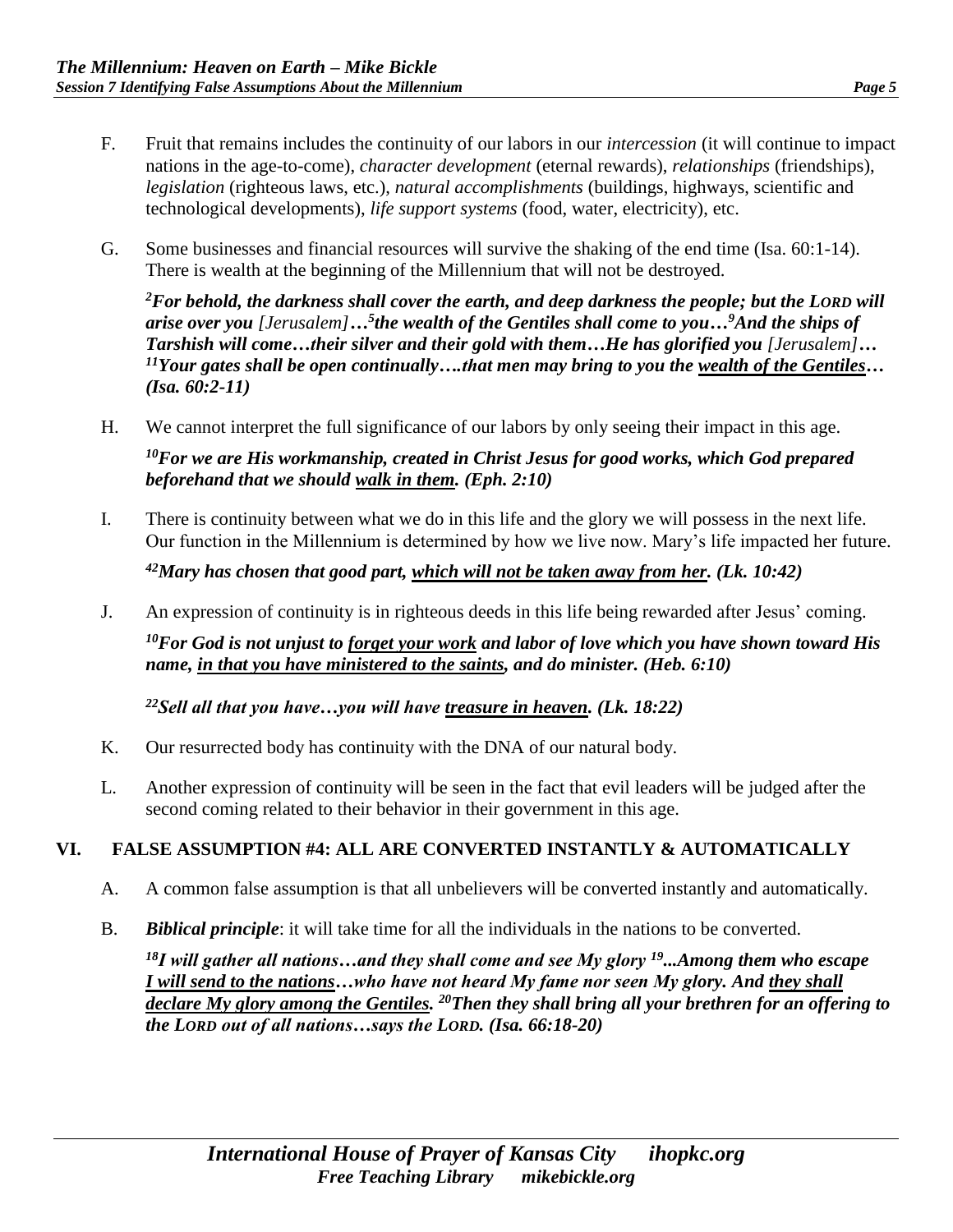F. Fruit that remains includes the continuity of our labors in our *intercession* (it will continue to impact nations in the age-to-come), *character development* (eternal rewards), *relationships* (friendships), *legislation* (righteous laws, etc.), *natural accomplishments* (buildings, highways, scientific and technological developments), *life support systems* (food, water, electricity), etc.

G. Some businesses and financial resources will survive the shaking of the end time (Isa. 60:1-14). There is wealth at the beginning of the Millennium that will not be destroyed.

***[2]For behold, the darkness shall cover the earth, and deep darkness the people; but the LORD will arise over you** [Jerusalem]**…[5]the wealth of the Gentiles shall come to you…[9]And the ships of Tarshish will come…their silver and their gold with them…He has glorified you** [Jerusalem]**… [11]Your gates shall be open continually….that men may bring to you the <u>wealth of the Gentiles</u>… (Isa. 60:2-11)***

H. We cannot interpret the full significance of our labors by only seeing their impact in this age.

***[10]For we are His workmanship, created in Christ Jesus for good works, which God prepared beforehand that we should <u>walk in them</u>. (Eph. 2:10)***

I. There is continuity between what we do in this life and the glory we will possess in the next life. Our function in the Millennium is determined by how we live now. Mary's life impacted her future.

***[42]Mary has chosen that good part, <u>which will not be taken away from her</u>. (Lk. 10:42)***

J. An expression of continuity is in righteous deeds in this life being rewarded after Jesus' coming.

***[10]For God is not unjust to <u>forget your work</u> and labor of love which you have shown toward His name, <u>in that you have ministered to the saints</u>, and do minister. (Heb. 6:10)***

***[22]Sell all that you have…you will have <u>treasure in heaven</u>. (Lk. 18:22)***

K. Our resurrected body has continuity with the DNA of our natural body.

L. Another expression of continuity will be seen in the fact that evil leaders will be judged after the second coming related to their behavior in their government in this age.

## VI. FALSE ASSUMPTION #4: ALL ARE CONVERTED INSTANTLY & AUTOMATICALLY

A. A common false assumption is that all unbelievers will be converted instantly and automatically.

B. ***Biblical principle***: it will take time for all the individuals in the nations to be converted.

***[18]I will gather all nations…and they shall come and see My glory [19]...Among them who escape <u>I will send to the nations</u>…who have not heard My fame nor seen My glory. And <u>they shall declare My glory among the Gentiles</u>. [20]Then they shall bring all your brethren for an offering to the LORD out of all nations…says the LORD. (Isa. 66:18-20)***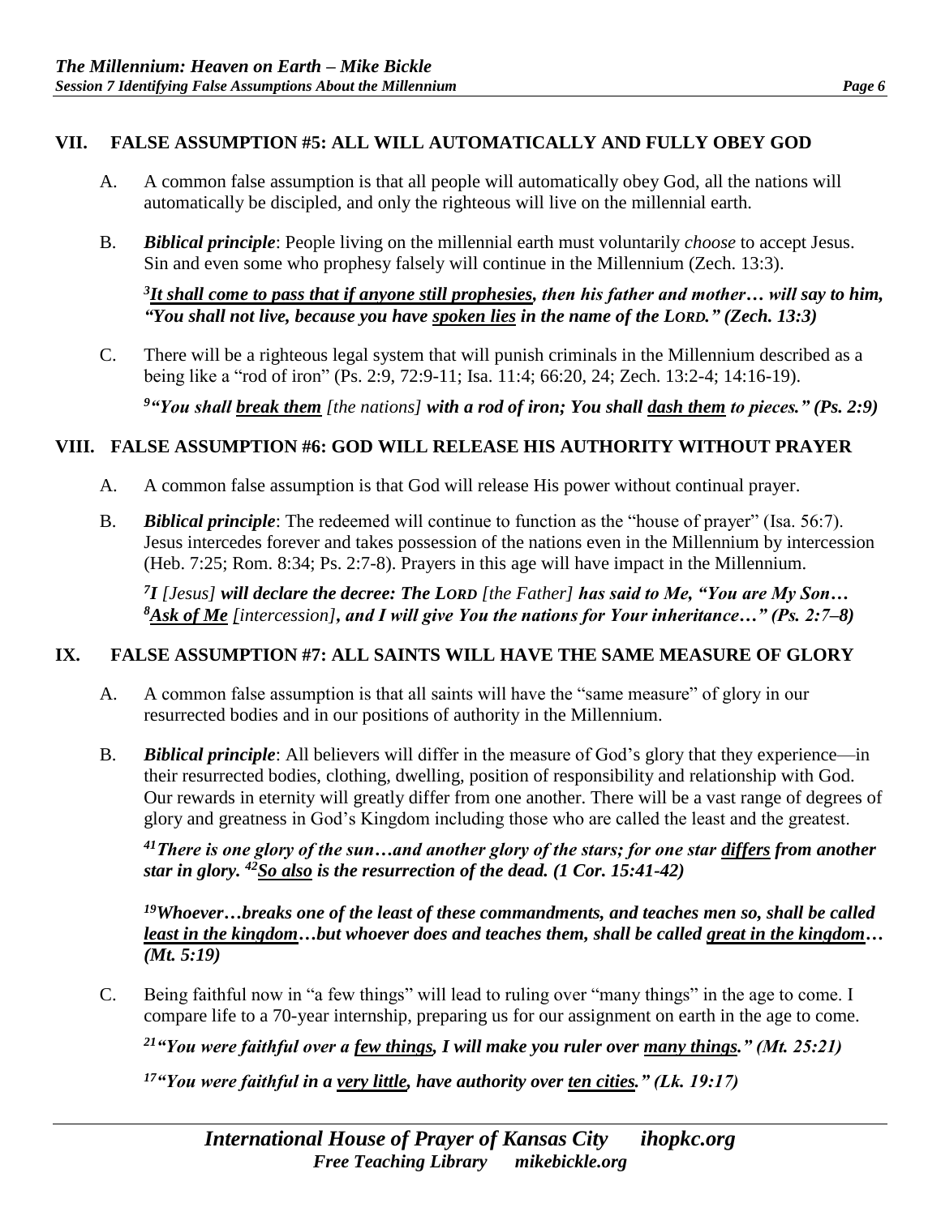## VII. FALSE ASSUMPTION #5: ALL WILL AUTOMATICALLY AND FULLY OBEY GOD

A. A common false assumption is that all people will automatically obey God, all the nations will automatically be discipled, and only the righteous will live on the millennial earth.

B. ***Biblical principle***: People living on the millennial earth must voluntarily *choose* to accept Jesus. Sin and even some who prophesy falsely will continue in the Millennium (Zech. 13:3).

***[3]<u>It shall come to pass that if anyone still prophesies</u>, then his father and mother… will say to him, "You shall not live, because you have <u>spoken lies</u> in the name of the LORD." (Zech. 13:3)***

C. There will be a righteous legal system that will punish criminals in the Millennium described as a being like a "rod of iron" (Ps. 2:9, 72:9-11; Isa. 11:4; 66:20, 24; Zech. 13:2-4; 14:16-19).

***[9]"You shall <u>break them</u>*** *[the nations]* ***with a rod of iron; You shall <u>dash them</u> to pieces." (Ps. 2:9)***

## VIII. FALSE ASSUMPTION #6: GOD WILL RELEASE HIS AUTHORITY WITHOUT PRAYER

A. A common false assumption is that God will release His power without continual prayer.

B. ***Biblical principle***: The redeemed will continue to function as the "house of prayer" (Isa. 56:7). Jesus intercedes forever and takes possession of the nations even in the Millennium by intercession (Heb. 7:25; Rom. 8:34; Ps. 2:7-8). Prayers in this age will have impact in the Millennium.

***[7]I*** *[Jesus]* ***will declare the decree: The LORD*** *[the Father]* ***has said to Me, "You are My Son… [8]<u>Ask of Me</u>*** *[intercession]****, and I will give You the nations for Your inheritance…" (Ps. 2:7–8)***

## IX. FALSE ASSUMPTION #7: ALL SAINTS WILL HAVE THE SAME MEASURE OF GLORY

A. A common false assumption is that all saints will have the "same measure" of glory in our resurrected bodies and in our positions of authority in the Millennium.

B. ***Biblical principle***: All believers will differ in the measure of God's glory that they experience—in their resurrected bodies, clothing, dwelling, position of responsibility and relationship with God. Our rewards in eternity will greatly differ from one another. There will be a vast range of degrees of glory and greatness in God's Kingdom including those who are called the least and the greatest.

***[41]There is one glory of the sun…and another glory of the stars; for one star <u>differs</u> from another star in glory. [42]<u>So also</u> is the resurrection of the dead. (1 Cor. 15:41-42)***

***[19]Whoever…breaks one of the least of these commandments, and teaches men so, shall be called <u>least in the kingdom</u>…but whoever does and teaches them, shall be called <u>great in the kingdom</u>… (Mt. 5:19)***

C. Being faithful now in "a few things" will lead to ruling over "many things" in the age to come. I compare life to a 70-year internship, preparing us for our assignment on earth in the age to come.

***[21]"You were faithful over a <u>few things</u>, I will make you ruler over <u>many things</u>." (Mt. 25:21)***

***[17]"You were faithful in a <u>very little</u>, have authority over <u>ten cities</u>." (Lk. 19:17)***